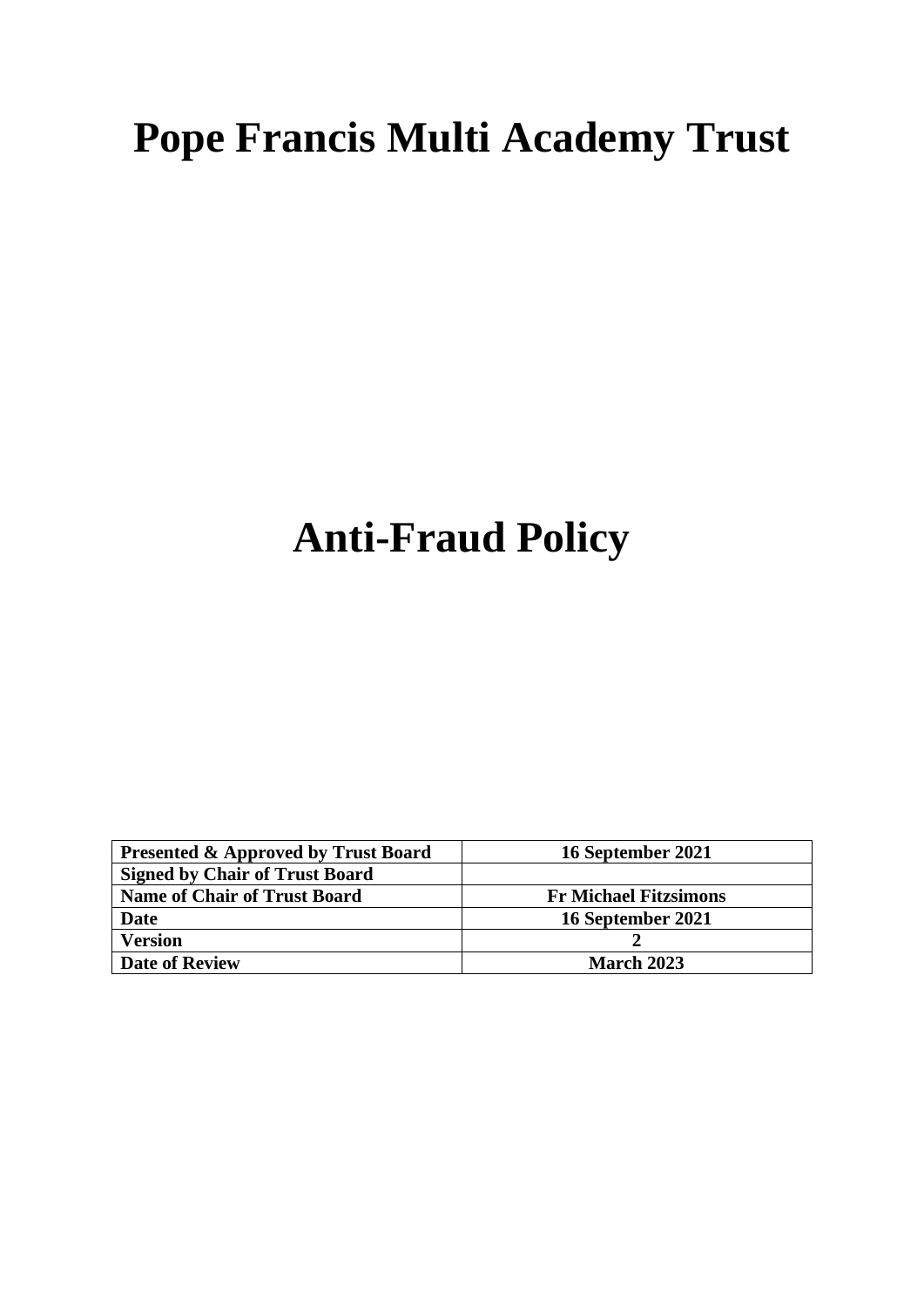# Pope Francis Multi Academy Trust

# Anti-Fraud Policy

| **Presented & Approved by Trust Board** | **16 September 2021** |
|---|---|
| **Signed by Chair of Trust Board** | |
| **Name of Chair of Trust Board** | **Fr Michael Fitzsimons** |
| **Date** | **16 September 2021** |
| **Version** | **2** |
| **Date of Review** | **March 2023** |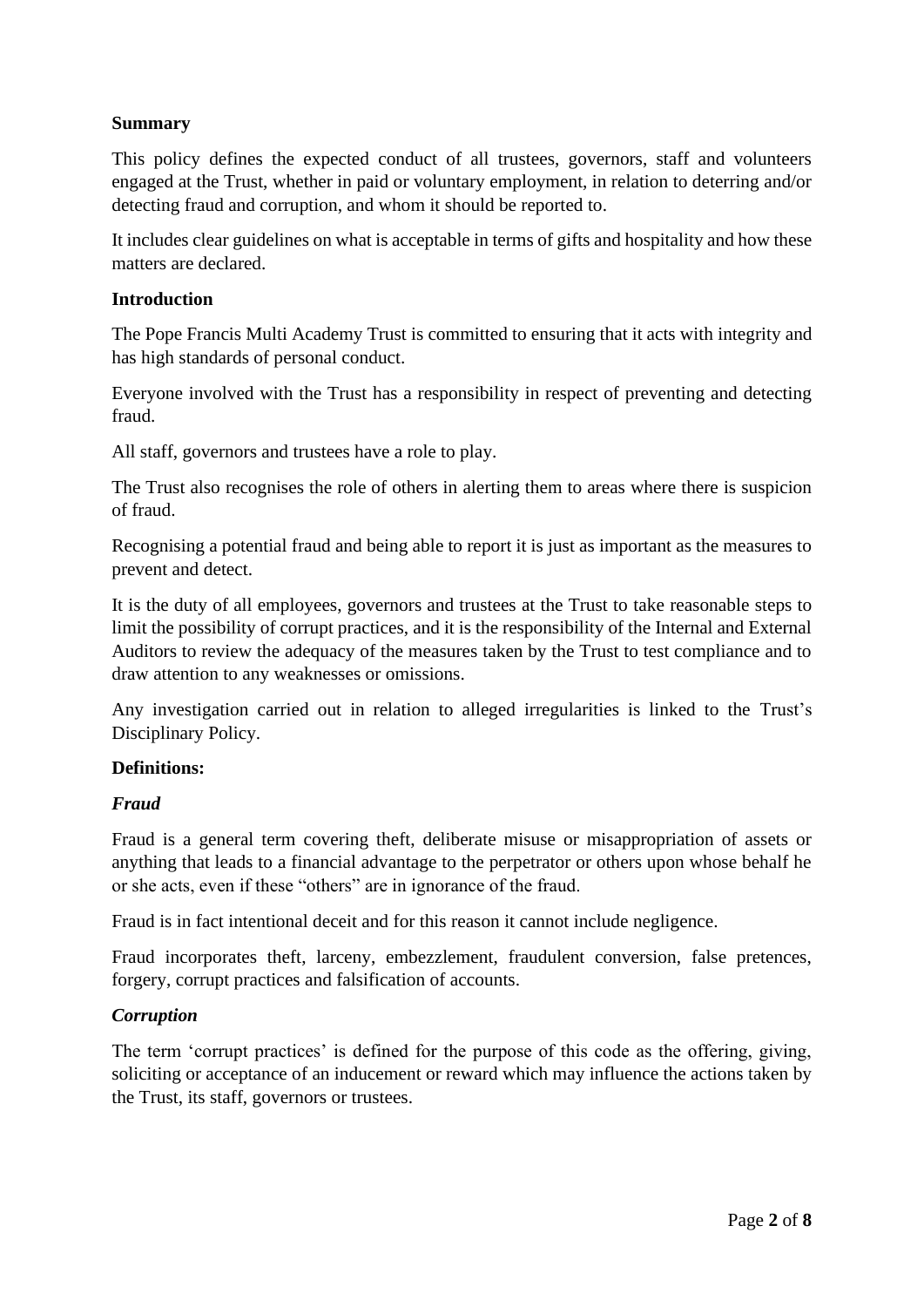**Summary**

This policy defines the expected conduct of all trustees, governors, staff and volunteers engaged at the Trust, whether in paid or voluntary employment, in relation to deterring and/or detecting fraud and corruption, and whom it should be reported to.

It includes clear guidelines on what is acceptable in terms of gifts and hospitality and how these matters are declared.

**Introduction**

The Pope Francis Multi Academy Trust is committed to ensuring that it acts with integrity and has high standards of personal conduct.

Everyone involved with the Trust has a responsibility in respect of preventing and detecting fraud.

All staff, governors and trustees have a role to play.

The Trust also recognises the role of others in alerting them to areas where there is suspicion of fraud.

Recognising a potential fraud and being able to report it is just as important as the measures to prevent and detect.

It is the duty of all employees, governors and trustees at the Trust to take reasonable steps to limit the possibility of corrupt practices, and it is the responsibility of the Internal and External Auditors to review the adequacy of the measures taken by the Trust to test compliance and to draw attention to any weaknesses or omissions.

Any investigation carried out in relation to alleged irregularities is linked to the Trust's Disciplinary Policy.

**Definitions:**

***Fraud***

Fraud is a general term covering theft, deliberate misuse or misappropriation of assets or anything that leads to a financial advantage to the perpetrator or others upon whose behalf he or she acts, even if these "others" are in ignorance of the fraud.

Fraud is in fact intentional deceit and for this reason it cannot include negligence.

Fraud incorporates theft, larceny, embezzlement, fraudulent conversion, false pretences, forgery, corrupt practices and falsification of accounts.

***Corruption***

The term 'corrupt practices' is defined for the purpose of this code as the offering, giving, soliciting or acceptance of an inducement or reward which may influence the actions taken by the Trust, its staff, governors or trustees.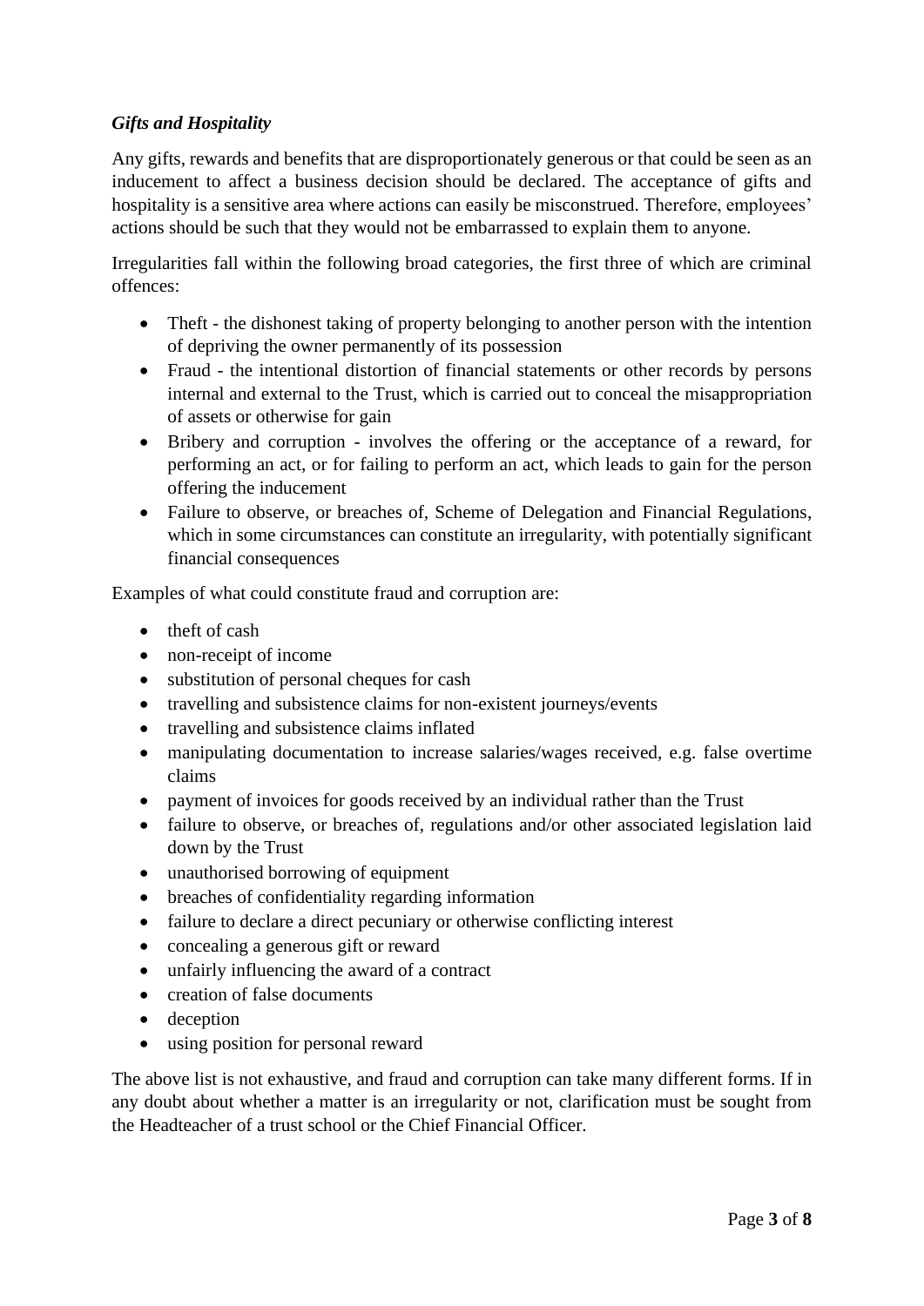### *Gifts and Hospitality*

Any gifts, rewards and benefits that are disproportionately generous or that could be seen as an inducement to affect a business decision should be declared. The acceptance of gifts and hospitality is a sensitive area where actions can easily be misconstrued. Therefore, employees' actions should be such that they would not be embarrassed to explain them to anyone.

Irregularities fall within the following broad categories, the first three of which are criminal offences:

- Theft - the dishonest taking of property belonging to another person with the intention of depriving the owner permanently of its possession
- Fraud - the intentional distortion of financial statements or other records by persons internal and external to the Trust, which is carried out to conceal the misappropriation of assets or otherwise for gain
- Bribery and corruption - involves the offering or the acceptance of a reward, for performing an act, or for failing to perform an act, which leads to gain for the person offering the inducement
- Failure to observe, or breaches of, Scheme of Delegation and Financial Regulations, which in some circumstances can constitute an irregularity, with potentially significant financial consequences

Examples of what could constitute fraud and corruption are:

- theft of cash
- non-receipt of income
- substitution of personal cheques for cash
- travelling and subsistence claims for non-existent journeys/events
- travelling and subsistence claims inflated
- manipulating documentation to increase salaries/wages received, e.g. false overtime claims
- payment of invoices for goods received by an individual rather than the Trust
- failure to observe, or breaches of, regulations and/or other associated legislation laid down by the Trust
- unauthorised borrowing of equipment
- breaches of confidentiality regarding information
- failure to declare a direct pecuniary or otherwise conflicting interest
- concealing a generous gift or reward
- unfairly influencing the award of a contract
- creation of false documents
- deception
- using position for personal reward

The above list is not exhaustive, and fraud and corruption can take many different forms. If in any doubt about whether a matter is an irregularity or not, clarification must be sought from the Headteacher of a trust school or the Chief Financial Officer.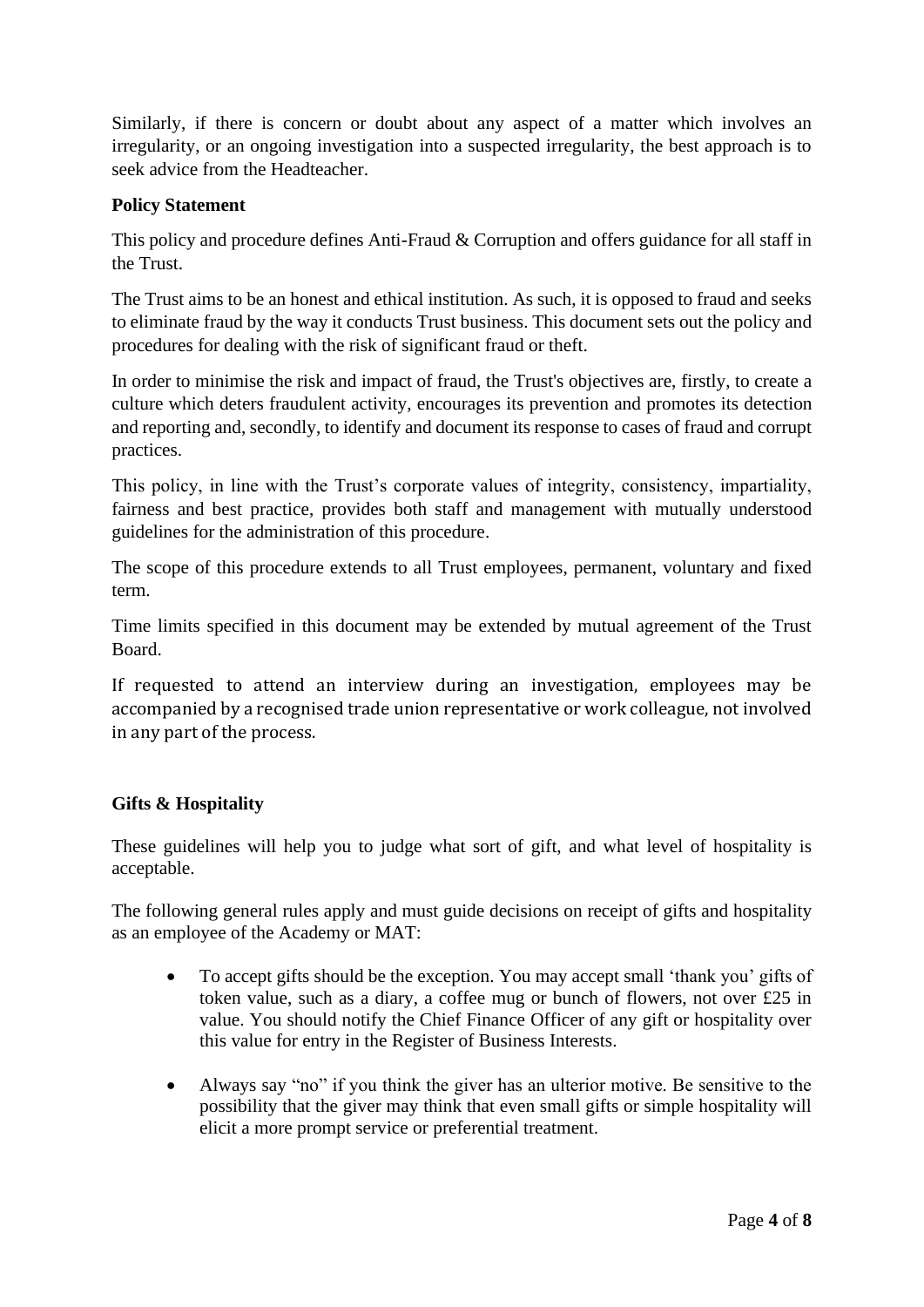Similarly, if there is concern or doubt about any aspect of a matter which involves an irregularity, or an ongoing investigation into a suspected irregularity, the best approach is to seek advice from the Headteacher.

**Policy Statement**

This policy and procedure defines Anti-Fraud & Corruption and offers guidance for all staff in the Trust.

The Trust aims to be an honest and ethical institution. As such, it is opposed to fraud and seeks to eliminate fraud by the way it conducts Trust business. This document sets out the policy and procedures for dealing with the risk of significant fraud or theft.

In order to minimise the risk and impact of fraud, the Trust's objectives are, firstly, to create a culture which deters fraudulent activity, encourages its prevention and promotes its detection and reporting and, secondly, to identify and document its response to cases of fraud and corrupt practices.

This policy, in line with the Trust's corporate values of integrity, consistency, impartiality, fairness and best practice, provides both staff and management with mutually understood guidelines for the administration of this procedure.

The scope of this procedure extends to all Trust employees, permanent, voluntary and fixed term.

Time limits specified in this document may be extended by mutual agreement of the Trust Board.

If requested to attend an interview during an investigation, employees may be accompanied by a recognised trade union representative or work colleague, not involved in any part of the process.

**Gifts & Hospitality**

These guidelines will help you to judge what sort of gift, and what level of hospitality is acceptable.

The following general rules apply and must guide decisions on receipt of gifts and hospitality as an employee of the Academy or MAT:

- To accept gifts should be the exception. You may accept small 'thank you' gifts of token value, such as a diary, a coffee mug or bunch of flowers, not over £25 in value. You should notify the Chief Finance Officer of any gift or hospitality over this value for entry in the Register of Business Interests.
- Always say "no" if you think the giver has an ulterior motive. Be sensitive to the possibility that the giver may think that even small gifts or simple hospitality will elicit a more prompt service or preferential treatment.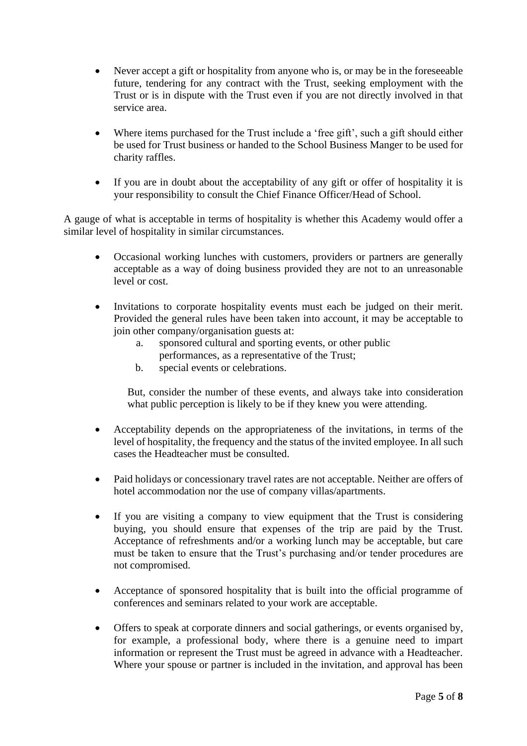- Never accept a gift or hospitality from anyone who is, or may be in the foreseeable future, tendering for any contract with the Trust, seeking employment with the Trust or is in dispute with the Trust even if you are not directly involved in that service area.

- Where items purchased for the Trust include a 'free gift', such a gift should either be used for Trust business or handed to the School Business Manger to be used for charity raffles.

- If you are in doubt about the acceptability of any gift or offer of hospitality it is your responsibility to consult the Chief Finance Officer/Head of School.

A gauge of what is acceptable in terms of hospitality is whether this Academy would offer a similar level of hospitality in similar circumstances.

- Occasional working lunches with customers, providers or partners are generally acceptable as a way of doing business provided they are not to an unreasonable level or cost.

- Invitations to corporate hospitality events must each be judged on their merit. Provided the general rules have been taken into account, it may be acceptable to join other company/organisation guests at:
    a. sponsored cultural and sporting events, or other public performances, as a representative of the Trust;
    b. special events or celebrations.

  But, consider the number of these events, and always take into consideration what public perception is likely to be if they knew you were attending.

- Acceptability depends on the appropriateness of the invitations, in terms of the level of hospitality, the frequency and the status of the invited employee. In all such cases the Headteacher must be consulted.

- Paid holidays or concessionary travel rates are not acceptable. Neither are offers of hotel accommodation nor the use of company villas/apartments.

- If you are visiting a company to view equipment that the Trust is considering buying, you should ensure that expenses of the trip are paid by the Trust. Acceptance of refreshments and/or a working lunch may be acceptable, but care must be taken to ensure that the Trust's purchasing and/or tender procedures are not compromised.

- Acceptance of sponsored hospitality that is built into the official programme of conferences and seminars related to your work are acceptable.

- Offers to speak at corporate dinners and social gatherings, or events organised by, for example, a professional body, where there is a genuine need to impart information or represent the Trust must be agreed in advance with a Headteacher. Where your spouse or partner is included in the invitation, and approval has been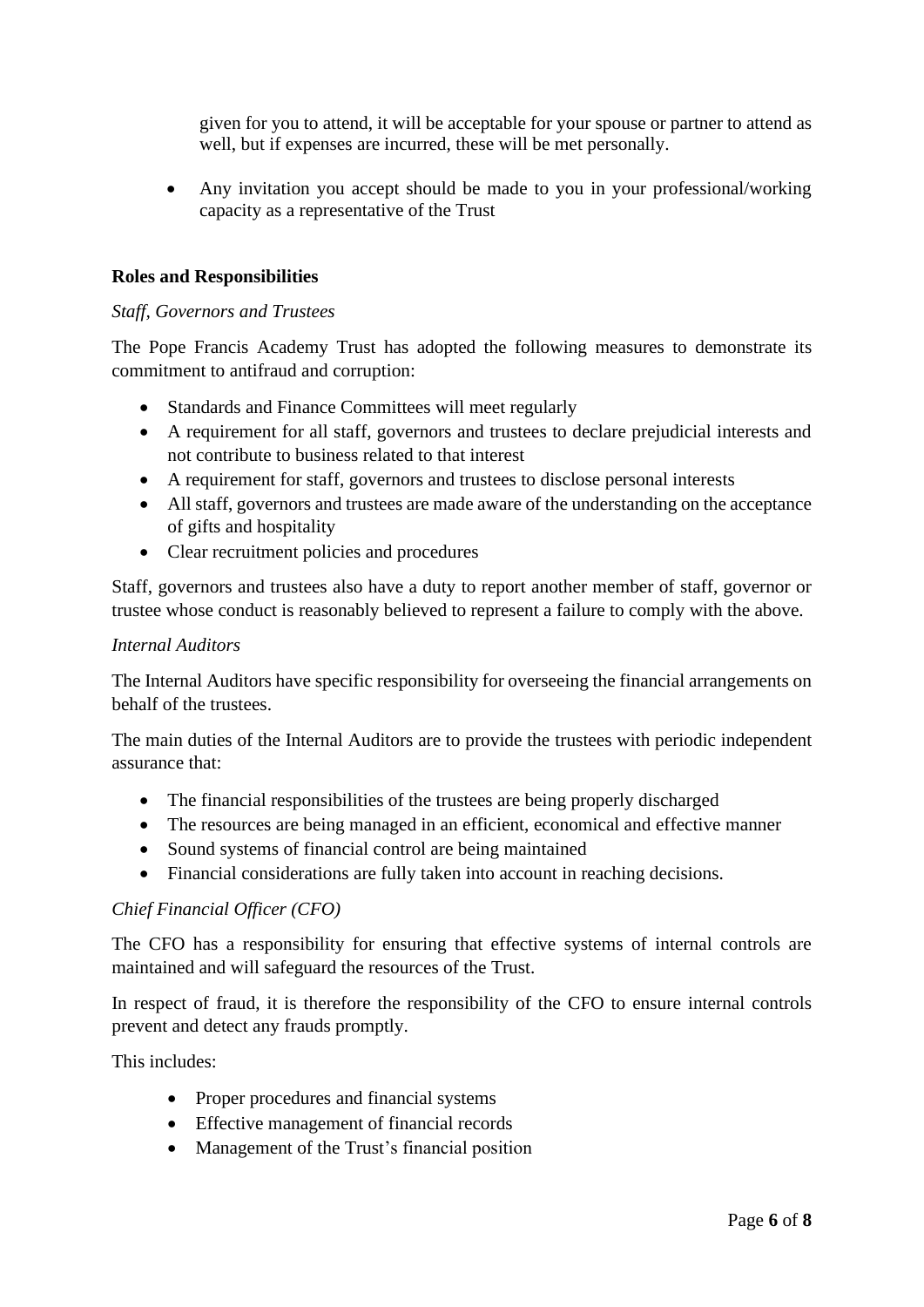given for you to attend, it will be acceptable for your spouse or partner to attend as well, but if expenses are incurred, these will be met personally.

- Any invitation you accept should be made to you in your professional/working capacity as a representative of the Trust

**Roles and Responsibilities**

*Staff, Governors and Trustees*

The Pope Francis Academy Trust has adopted the following measures to demonstrate its commitment to antifraud and corruption:

- Standards and Finance Committees will meet regularly
- A requirement for all staff, governors and trustees to declare prejudicial interests and not contribute to business related to that interest
- A requirement for staff, governors and trustees to disclose personal interests
- All staff, governors and trustees are made aware of the understanding on the acceptance of gifts and hospitality
- Clear recruitment policies and procedures

Staff, governors and trustees also have a duty to report another member of staff, governor or trustee whose conduct is reasonably believed to represent a failure to comply with the above.

*Internal Auditors*

The Internal Auditors have specific responsibility for overseeing the financial arrangements on behalf of the trustees.

The main duties of the Internal Auditors are to provide the trustees with periodic independent assurance that:

- The financial responsibilities of the trustees are being properly discharged
- The resources are being managed in an efficient, economical and effective manner
- Sound systems of financial control are being maintained
- Financial considerations are fully taken into account in reaching decisions.

*Chief Financial Officer (CFO)*

The CFO has a responsibility for ensuring that effective systems of internal controls are maintained and will safeguard the resources of the Trust.

In respect of fraud, it is therefore the responsibility of the CFO to ensure internal controls prevent and detect any frauds promptly.

This includes:

- Proper procedures and financial systems
- Effective management of financial records
- Management of the Trust's financial position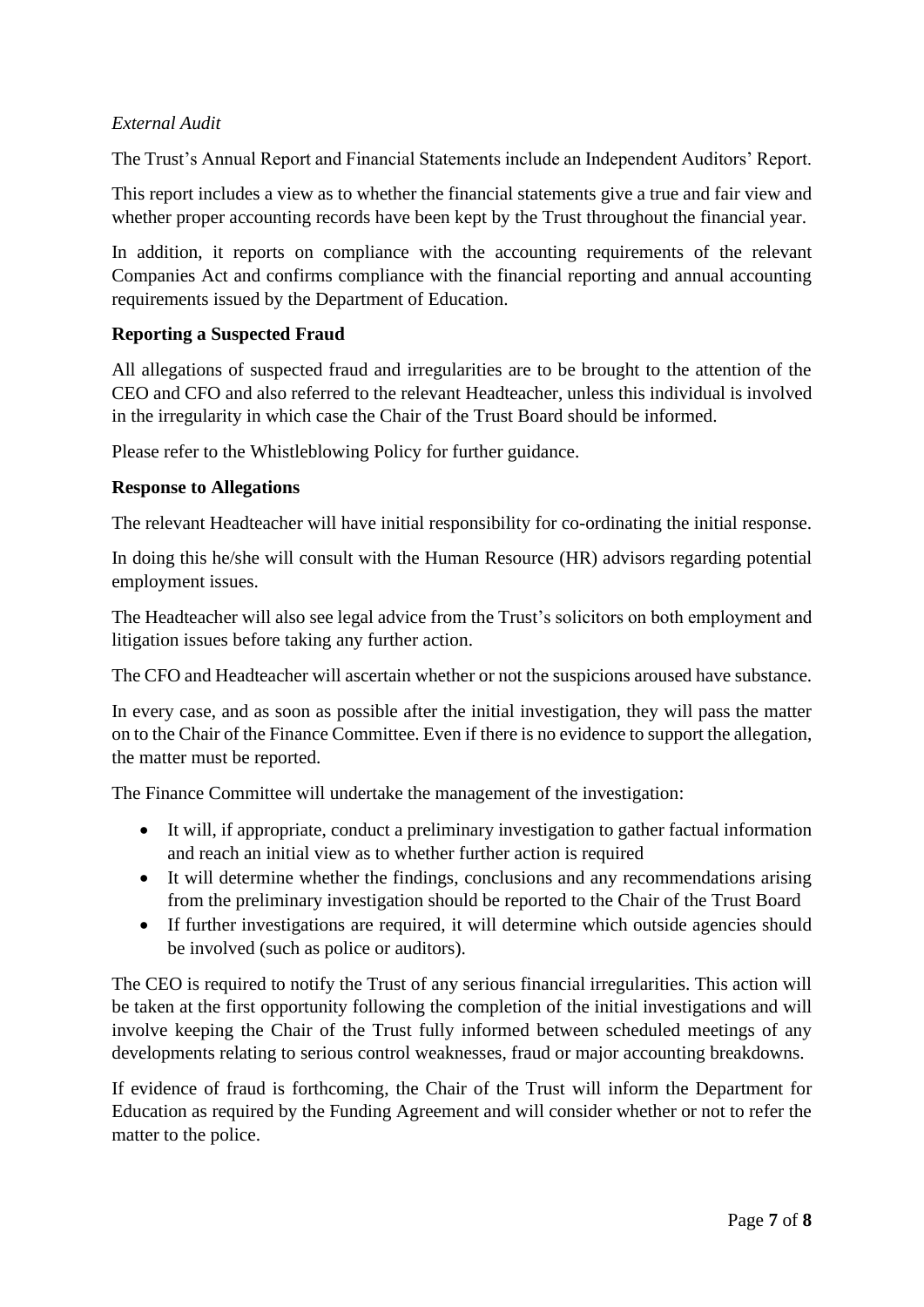*External Audit*

The Trust's Annual Report and Financial Statements include an Independent Auditors' Report.

This report includes a view as to whether the financial statements give a true and fair view and whether proper accounting records have been kept by the Trust throughout the financial year.

In addition, it reports on compliance with the accounting requirements of the relevant Companies Act and confirms compliance with the financial reporting and annual accounting requirements issued by the Department of Education.

**Reporting a Suspected Fraud**

All allegations of suspected fraud and irregularities are to be brought to the attention of the CEO and CFO and also referred to the relevant Headteacher, unless this individual is involved in the irregularity in which case the Chair of the Trust Board should be informed.

Please refer to the Whistleblowing Policy for further guidance.

**Response to Allegations**

The relevant Headteacher will have initial responsibility for co-ordinating the initial response.

In doing this he/she will consult with the Human Resource (HR) advisors regarding potential employment issues.

The Headteacher will also see legal advice from the Trust's solicitors on both employment and litigation issues before taking any further action.

The CFO and Headteacher will ascertain whether or not the suspicions aroused have substance.

In every case, and as soon as possible after the initial investigation, they will pass the matter on to the Chair of the Finance Committee. Even if there is no evidence to support the allegation, the matter must be reported.

The Finance Committee will undertake the management of the investigation:

- It will, if appropriate, conduct a preliminary investigation to gather factual information and reach an initial view as to whether further action is required
- It will determine whether the findings, conclusions and any recommendations arising from the preliminary investigation should be reported to the Chair of the Trust Board
- If further investigations are required, it will determine which outside agencies should be involved (such as police or auditors).

The CEO is required to notify the Trust of any serious financial irregularities. This action will be taken at the first opportunity following the completion of the initial investigations and will involve keeping the Chair of the Trust fully informed between scheduled meetings of any developments relating to serious control weaknesses, fraud or major accounting breakdowns.

If evidence of fraud is forthcoming, the Chair of the Trust will inform the Department for Education as required by the Funding Agreement and will consider whether or not to refer the matter to the police.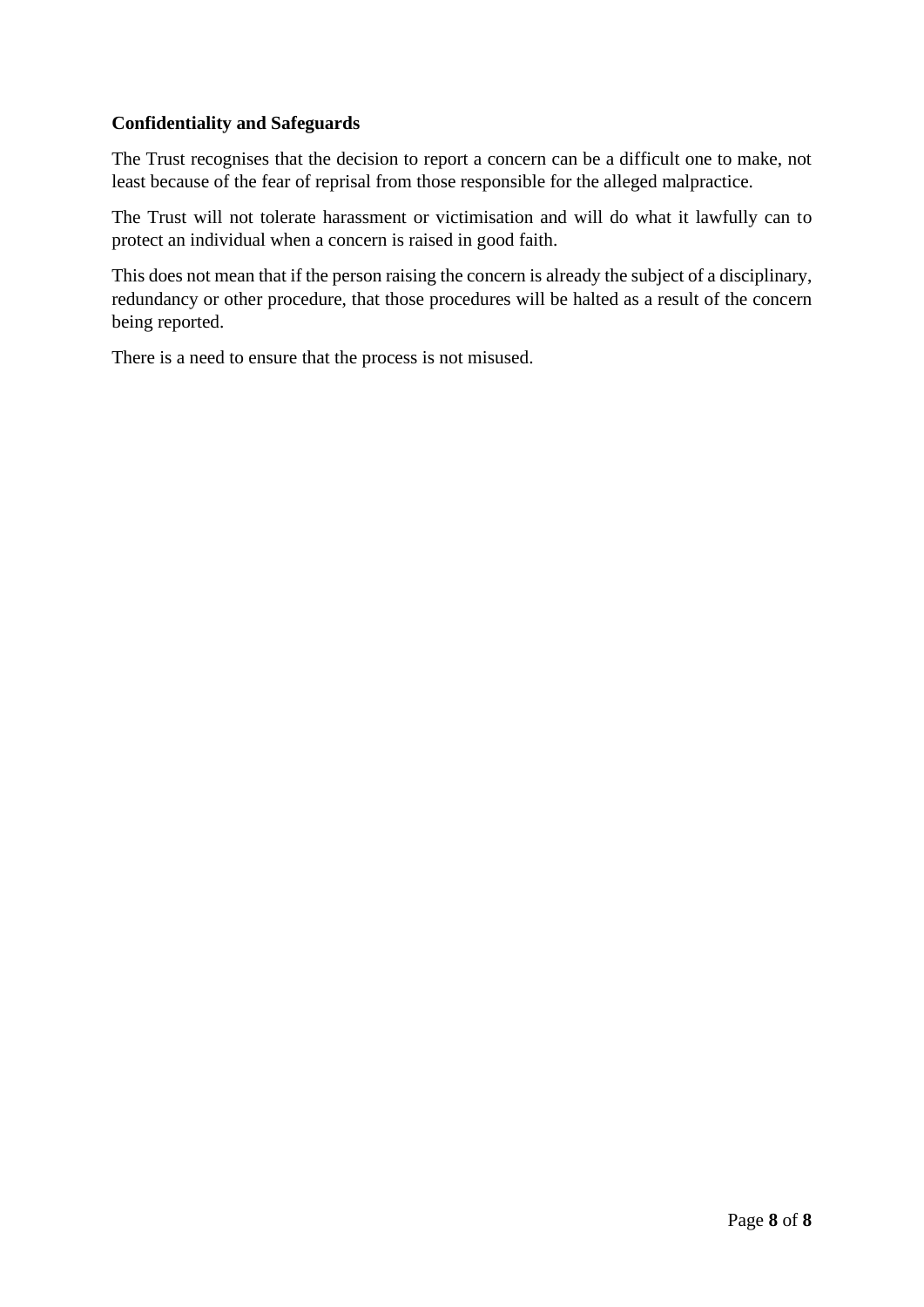**Confidentiality and Safeguards**

The Trust recognises that the decision to report a concern can be a difficult one to make, not least because of the fear of reprisal from those responsible for the alleged malpractice.

The Trust will not tolerate harassment or victimisation and will do what it lawfully can to protect an individual when a concern is raised in good faith.

This does not mean that if the person raising the concern is already the subject of a disciplinary, redundancy or other procedure, that those procedures will be halted as a result of the concern being reported.

There is a need to ensure that the process is not misused.